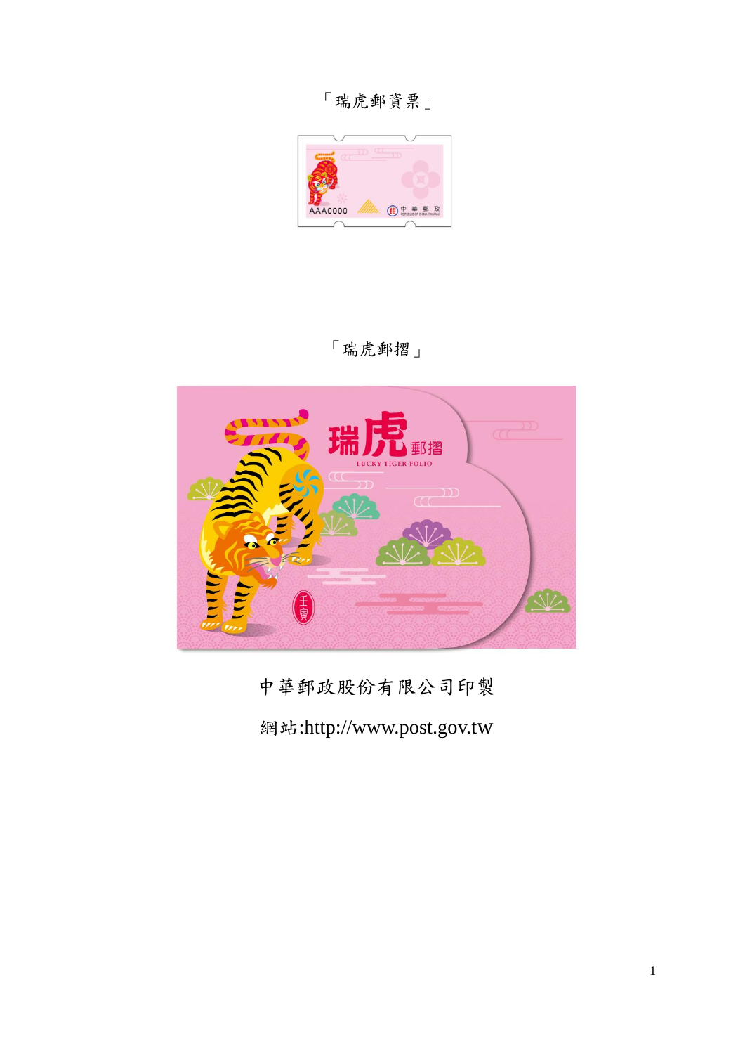「瑞虎郵資票」

「瑞虎郵摺」

中華郵政股份有限公司印製

網站:http://www.post.gov.tw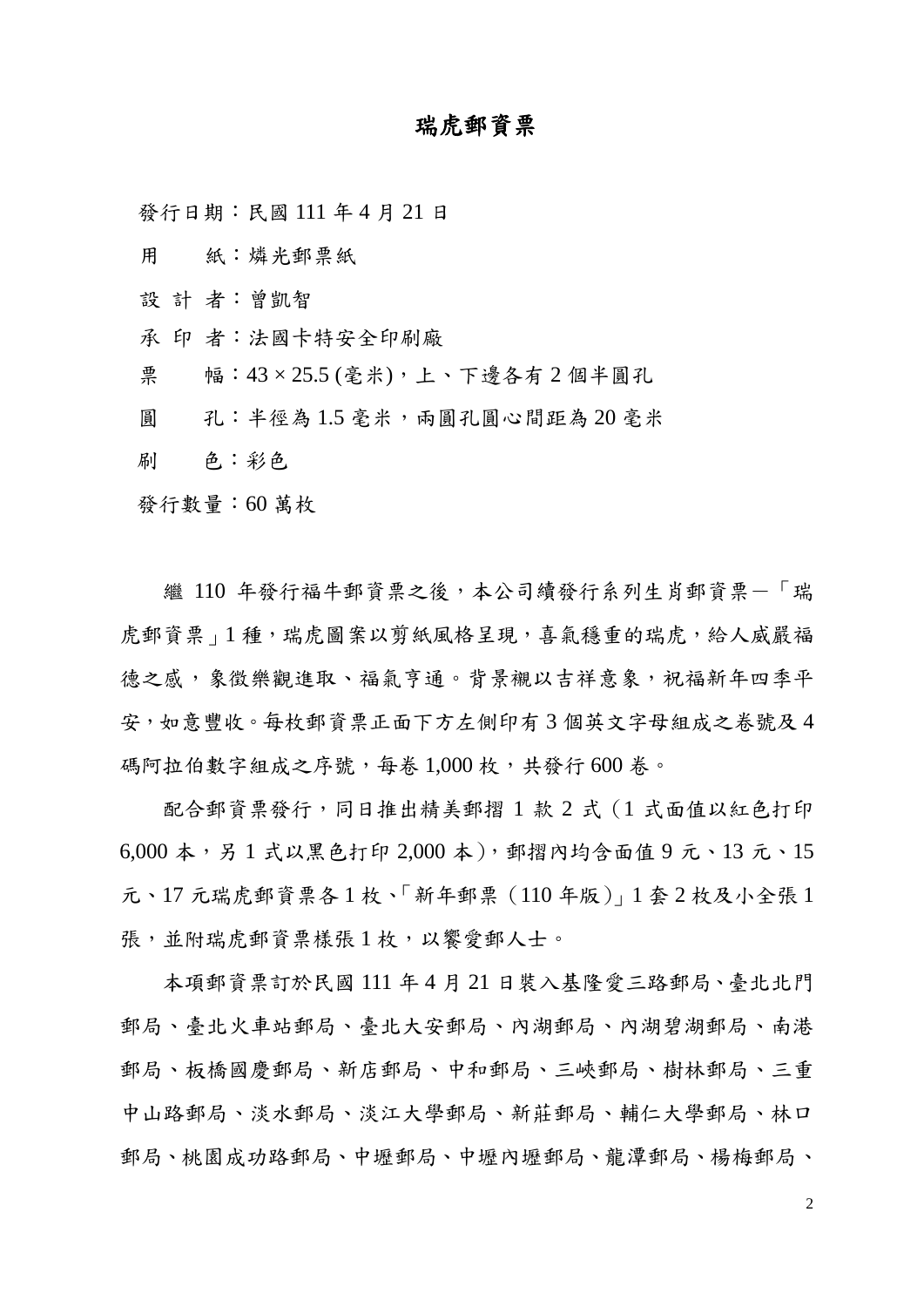# 瑞虎郵資票

發行日期：民國 111 年 4 月 21 日

用　　紙：燐光郵票紙

設 計 者：曾凱智

承 印 者：法國卡特安全印刷廠

票　　幅：43 × 25.5 (毫米)，上、下邊各有 2 個半圓孔

圓　　孔：半徑為 1.5 毫米，兩圓孔圓心間距為 20 毫米

刷　　色：彩色

發行數量：60 萬枚

繼 110 年發行福牛郵資票之後，本公司續發行系列生肖郵資票—「瑞虎郵資票」1 種，瑞虎圖案以剪紙風格呈現，喜氣穩重的瑞虎，給人威嚴福德之感，象徵樂觀進取、福氣亨通。背景襯以吉祥意象，祝福新年四季平安，如意豐收。每枚郵資票正面下方左側印有 3 個英文字母組成之卷號及 4 碼阿拉伯數字組成之序號，每卷 1,000 枚，共發行 600 卷。

配合郵資票發行，同日推出精美郵摺 1 款 2 式（1 式面值以紅色打印 6,000 本，另 1 式以黑色打印 2,000 本），郵摺內均含面值 9 元、13 元、15 元、17 元瑞虎郵資票各 1 枚、「新年郵票（110 年版）」1 套 2 枚及小全張 1 張，並附瑞虎郵資票樣張 1 枚，以饗愛郵人士。

本項郵資票訂於民國 111 年 4 月 21 日裝入基隆愛三路郵局、臺北北門郵局、臺北火車站郵局、臺北大安郵局、內湖郵局、內湖碧湖郵局、南港郵局、板橋國慶郵局、新店郵局、中和郵局、三峽郵局、樹林郵局、三重中山路郵局、淡水郵局、淡江大學郵局、新莊郵局、輔仁大學郵局、林口郵局、桃園成功路郵局、中壢郵局、中壢內壢郵局、龍潭郵局、楊梅郵局、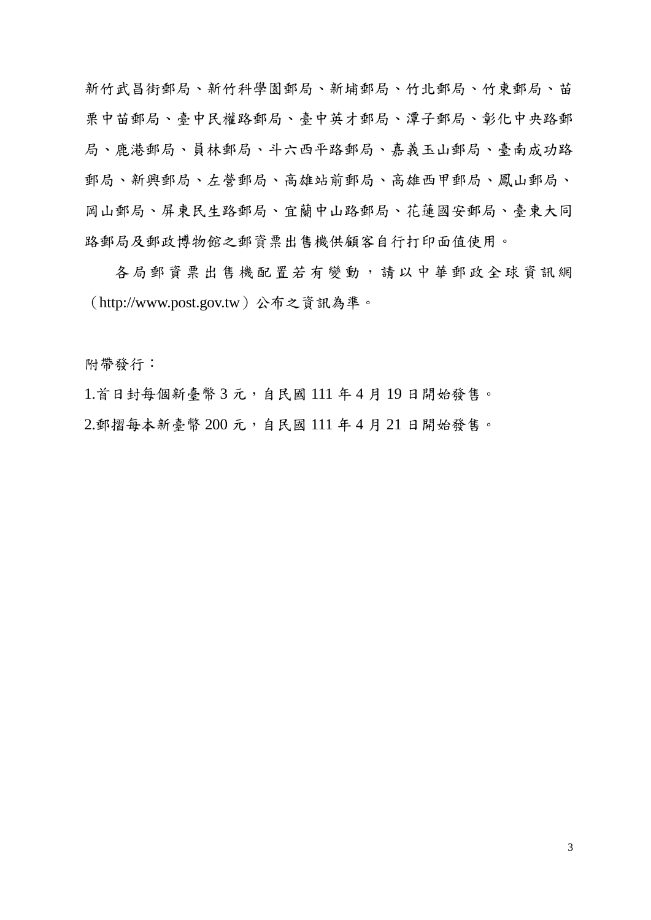新竹武昌街郵局、新竹科學園郵局、新埔郵局、竹北郵局、竹東郵局、苗栗中苗郵局、臺中民權路郵局、臺中英才郵局、潭子郵局、彰化中央路郵局、鹿港郵局、員林郵局、斗六西平路郵局、嘉義玉山郵局、臺南成功路郵局、新興郵局、左營郵局、高雄站前郵局、高雄西甲郵局、鳳山郵局、岡山郵局、屏東民生路郵局、宜蘭中山路郵局、花蓮國安郵局、臺東大同路郵局及郵政博物館之郵資票出售機供顧客自行打印面值使用。

各局郵資票出售機配置若有變動，請以中華郵政全球資訊網（http://www.post.gov.tw）公布之資訊為準。

附帶發行：

1.首日封每個新臺幣 3 元，自民國 111 年 4 月 19 日開始發售。

2.郵摺每本新臺幣 200 元，自民國 111 年 4 月 21 日開始發售。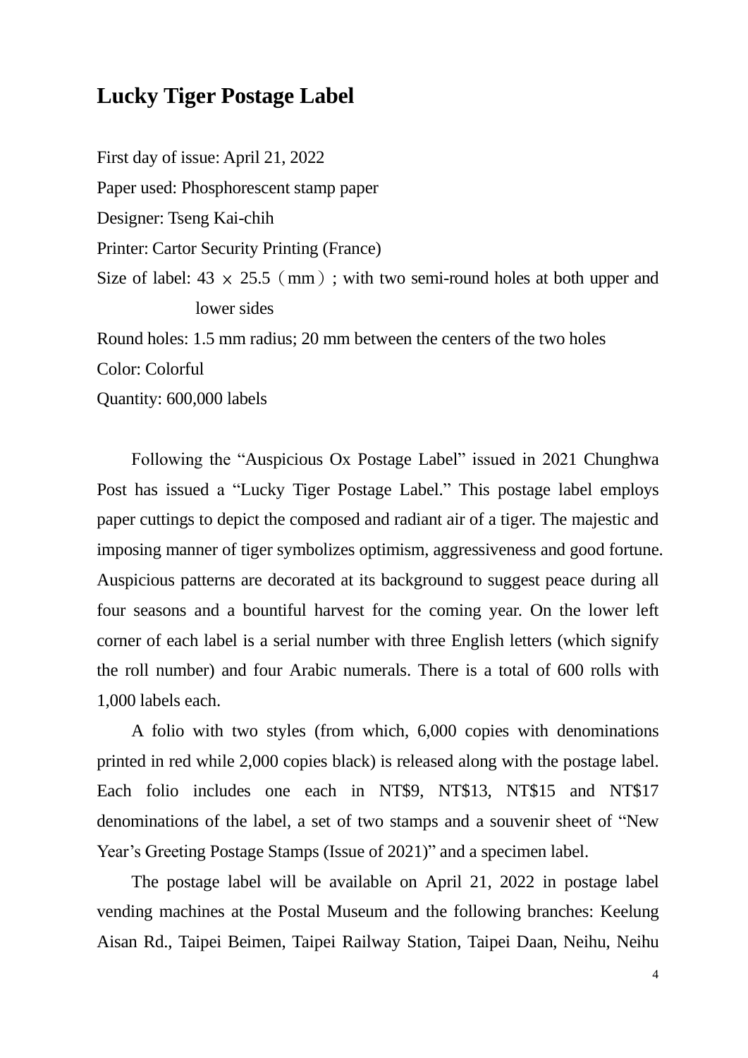## Lucky Tiger Postage Label

First day of issue: April 21, 2022

Paper used: Phosphorescent stamp paper

Designer: Tseng Kai-chih

Printer: Cartor Security Printing (France)

Size of label: 43 × 25.5（mm）; with two semi-round holes at both upper and lower sides

Round holes: 1.5 mm radius; 20 mm between the centers of the two holes

Color: Colorful

Quantity: 600,000 labels

Following the “Auspicious Ox Postage Label” issued in 2021 Chunghwa Post has issued a “Lucky Tiger Postage Label.” This postage label employs paper cuttings to depict the composed and radiant air of a tiger. The majestic and imposing manner of tiger symbolizes optimism, aggressiveness and good fortune. Auspicious patterns are decorated at its background to suggest peace during all four seasons and a bountiful harvest for the coming year. On the lower left corner of each label is a serial number with three English letters (which signify the roll number) and four Arabic numerals. There is a total of 600 rolls with 1,000 labels each.

A folio with two styles (from which, 6,000 copies with denominations printed in red while 2,000 copies black) is released along with the postage label. Each folio includes one each in NT$9, NT$13, NT$15 and NT$17 denominations of the label, a set of two stamps and a souvenir sheet of “New Year’s Greeting Postage Stamps (Issue of 2021)” and a specimen label.

The postage label will be available on April 21, 2022 in postage label vending machines at the Postal Museum and the following branches: Keelung Aisan Rd., Taipei Beimen, Taipei Railway Station, Taipei Daan, Neihu, Neihu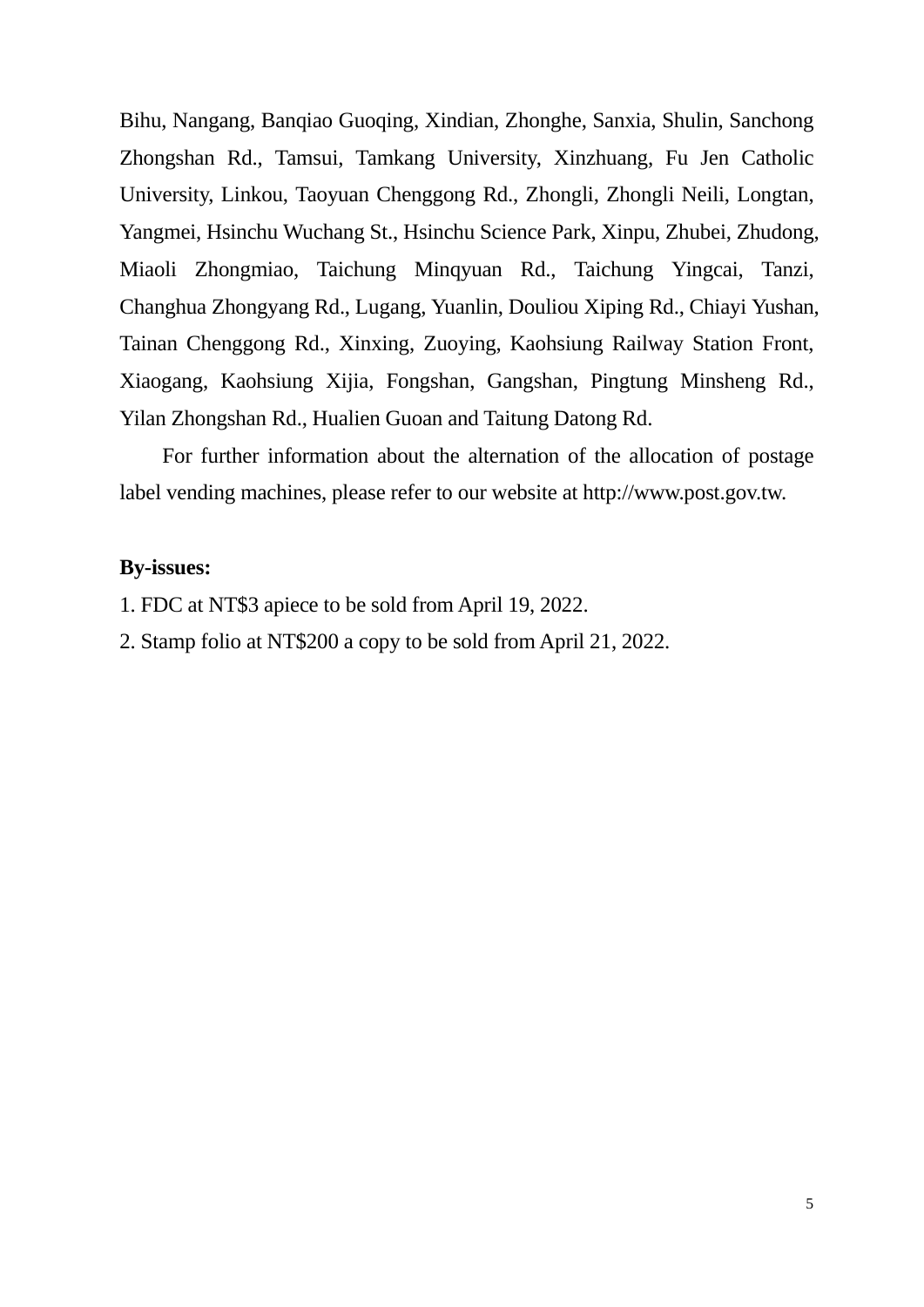Bihu, Nangang, Banqiao Guoqing, Xindian, Zhonghe, Sanxia, Shulin, Sanchong Zhongshan Rd., Tamsui, Tamkang University, Xinzhuang, Fu Jen Catholic University, Linkou, Taoyuan Chenggong Rd., Zhongli, Zhongli Neili, Longtan, Yangmei, Hsinchu Wuchang St., Hsinchu Science Park, Xinpu, Zhubei, Zhudong, Miaoli Zhongmiao, Taichung Minqyuan Rd., Taichung Yingcai, Tanzi, Changhua Zhongyang Rd., Lugang, Yuanlin, Douliou Xiping Rd., Chiayi Yushan, Tainan Chenggong Rd., Xinxing, Zuoying, Kaohsiung Railway Station Front, Xiaogang, Kaohsiung Xijia, Fongshan, Gangshan, Pingtung Minsheng Rd., Yilan Zhongshan Rd., Hualien Guoan and Taitung Datong Rd.

For further information about the alternation of the allocation of postage label vending machines, please refer to our website at http://www.post.gov.tw.

**By-issues:**

1. FDC at NT$3 apiece to be sold from April 19, 2022.
2. Stamp folio at NT$200 a copy to be sold from April 21, 2022.